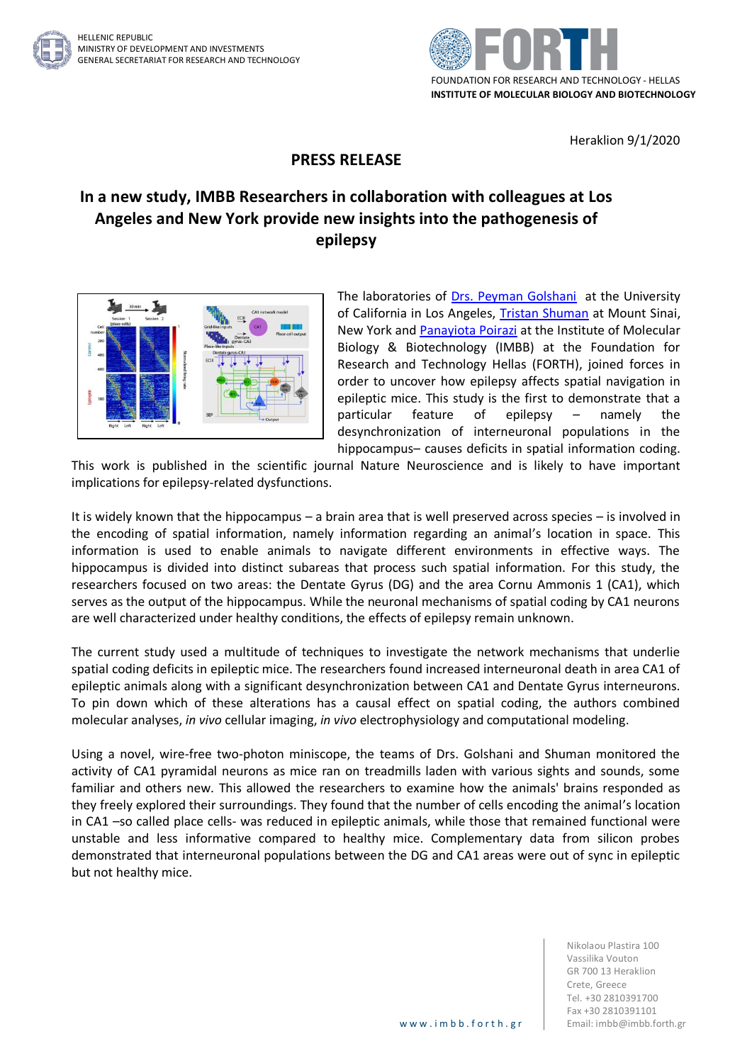HELLENIC REPUBLIC
MINISTRY OF DEVELOPMENT AND INVESTMENTS
GENERAL SECRETARIAT FOR RESEARCH AND TECHNOLOGY

FOUNDATION FOR RESEARCH AND TECHNOLOGY - HELLAS
**INSTITUTE OF MOLECULAR BIOLOGY AND BIOTECHNOLOGY**

Heraklion 9/1/2020

## PRESS RELEASE

# In a new study, IMBB Researchers in collaboration with colleagues at Los Angeles and New York provide new insights into the pathogenesis of epilepsy

The laboratories of Drs. Peyman Golshani at the University of California in Los Angeles, Tristan Shuman at Mount Sinai, New York and Panayiota Poirazi at the Institute of Molecular Biology & Biotechnology (IMBB) at the Foundation for Research and Technology Hellas (FORTH), joined forces in order to uncover how epilepsy affects spatial navigation in epileptic mice. This study is the first to demonstrate that a particular feature of epilepsy – namely the desynchronization of interneuronal populations in the hippocampus– causes deficits in spatial information coding. This work is published in the scientific journal Nature Neuroscience and is likely to have important implications for epilepsy-related dysfunctions.

It is widely known that the hippocampus – a brain area that is well preserved across species – is involved in the encoding of spatial information, namely information regarding an animal's location in space. This information is used to enable animals to navigate different environments in effective ways. The hippocampus is divided into distinct subareas that process such spatial information. For this study, the researchers focused on two areas: the Dentate Gyrus (DG) and the area Cornu Ammonis 1 (CA1), which serves as the output of the hippocampus. While the neuronal mechanisms of spatial coding by CA1 neurons are well characterized under healthy conditions, the effects of epilepsy remain unknown.

The current study used a multitude of techniques to investigate the network mechanisms that underlie spatial coding deficits in epileptic mice. The researchers found increased interneuronal death in area CA1 of epileptic animals along with a significant desynchronization between CA1 and Dentate Gyrus interneurons. To pin down which of these alterations has a causal effect on spatial coding, the authors combined molecular analyses, *in vivo* cellular imaging, *in vivo* electrophysiology and computational modeling.

Using a novel, wire-free two-photon miniscope, the teams of Drs. Golshani and Shuman monitored the activity of CA1 pyramidal neurons as mice ran on treadmills laden with various sights and sounds, some familiar and others new. This allowed the researchers to examine how the animals' brains responded as they freely explored their surroundings. They found that the number of cells encoding the animal's location in CA1 –so called place cells- was reduced in epileptic animals, while those that remained functional were unstable and less informative compared to healthy mice. Complementary data from silicon probes demonstrated that interneuronal populations between the DG and CA1 areas were out of sync in epileptic but not healthy mice.

Nikolaou Plastira 100
Vassilika Vouton
GR 700 13 Heraklion
Crete, Greece
Tel. +30 2810391700
Fax +30 2810391101
Email: imbb@imbb.forth.gr

www.imbb.forth.gr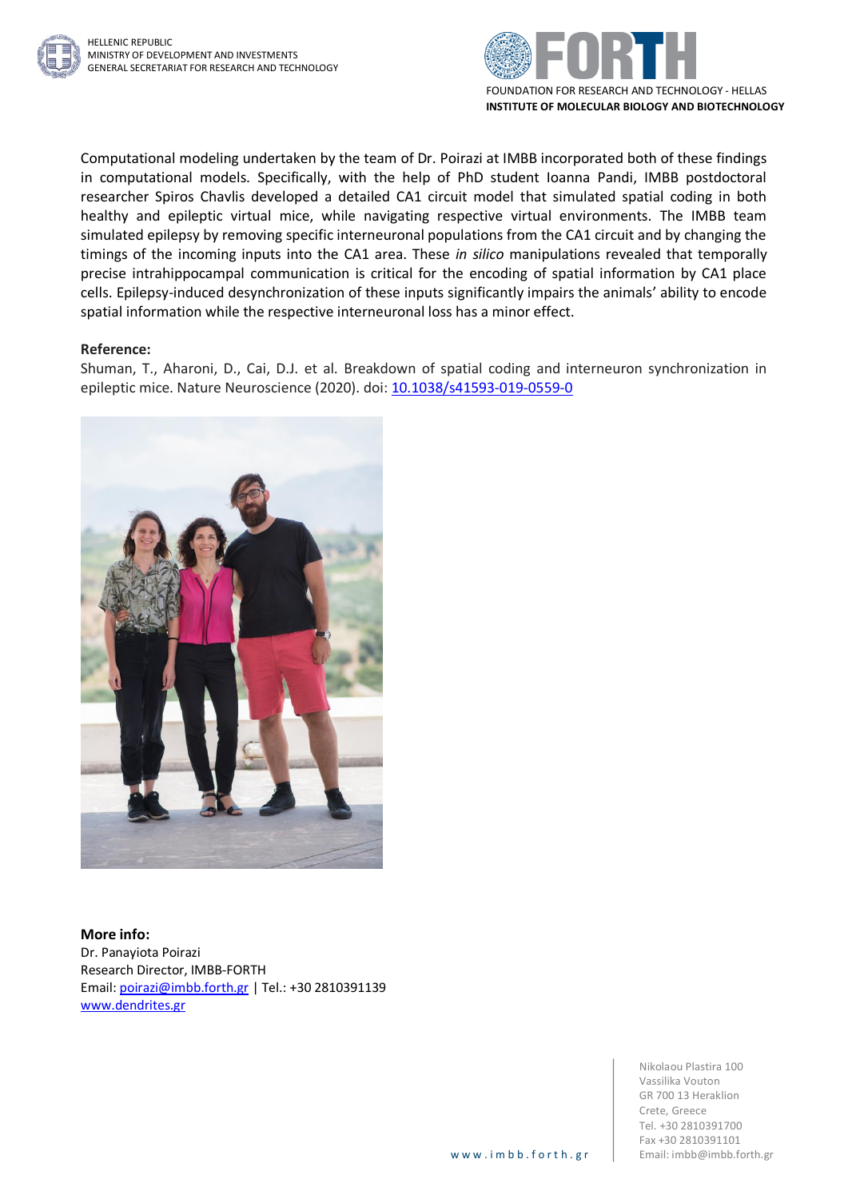Computational modeling undertaken by the team of Dr. Poirazi at IMBB incorporated both of these findings in computational models. Specifically, with the help of PhD student Ioanna Pandi, IMBB postdoctoral researcher Spiros Chavlis developed a detailed CA1 circuit model that simulated spatial coding in both healthy and epileptic virtual mice, while navigating respective virtual environments. The IMBB team simulated epilepsy by removing specific interneuronal populations from the CA1 circuit and by changing the timings of the incoming inputs into the CA1 area. These *in silico* manipulations revealed that temporally precise intrahippocampal communication is critical for the encoding of spatial information by CA1 place cells. Epilepsy-induced desynchronization of these inputs significantly impairs the animals' ability to encode spatial information while the respective interneuronal loss has a minor effect.

**Reference:**

Shuman, T., Aharoni, D., Cai, D.J. et al. Breakdown of spatial coding and interneuron synchronization in epileptic mice. Nature Neuroscience (2020). doi: [10.1038/s41593-019-0559-0](https://doi.org/10.1038/s41593-019-0559-0)

**More info:**

Dr. Panayiota Poirazi
Research Director, IMBB-FORTH
Email: poirazi@imbb.forth.gr | Tel.: +30 2810391139
www.dendrites.gr